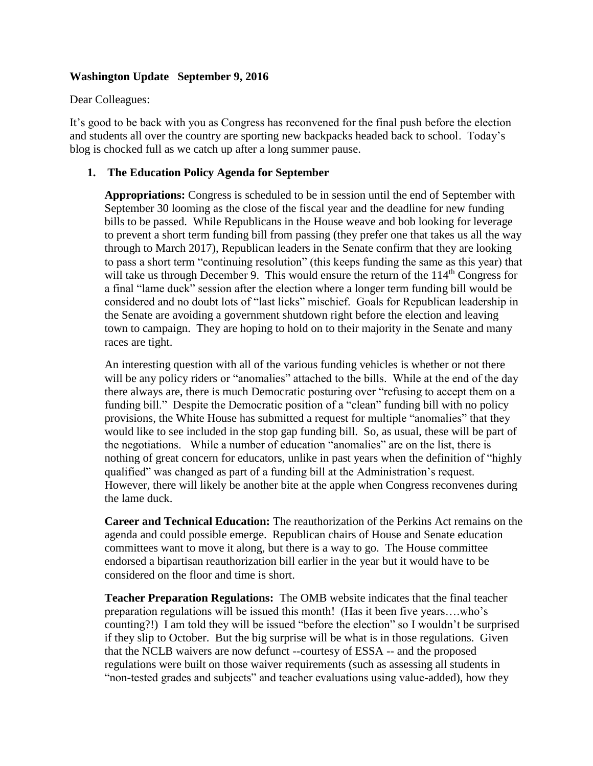**Washington Update September 9, 2016**

Dear Colleagues:

It's good to be back with you as Congress has reconvened for the final push before the election and students all over the country are sporting new backpacks headed back to school. Today's blog is chocked full as we catch up after a long summer pause.

1. **The Education Policy Agenda for September**

**Appropriations:** Congress is scheduled to be in session until the end of September with September 30 looming as the close of the fiscal year and the deadline for new funding bills to be passed. While Republicans in the House weave and bob looking for leverage to prevent a short term funding bill from passing (they prefer one that takes us all the way through to March 2017), Republican leaders in the Senate confirm that they are looking to pass a short term "continuing resolution" (this keeps funding the same as this year) that will take us through December 9. This would ensure the return of the 114th Congress for a final "lame duck" session after the election where a longer term funding bill would be considered and no doubt lots of "last licks" mischief. Goals for Republican leadership in the Senate are avoiding a government shutdown right before the election and leaving town to campaign. They are hoping to hold on to their majority in the Senate and many races are tight.

An interesting question with all of the various funding vehicles is whether or not there will be any policy riders or "anomalies" attached to the bills. While at the end of the day there always are, there is much Democratic posturing over "refusing to accept them on a funding bill." Despite the Democratic position of a "clean" funding bill with no policy provisions, the White House has submitted a request for multiple "anomalies" that they would like to see included in the stop gap funding bill. So, as usual, these will be part of the negotiations. While a number of education "anomalies" are on the list, there is nothing of great concern for educators, unlike in past years when the definition of "highly qualified" was changed as part of a funding bill at the Administration's request. However, there will likely be another bite at the apple when Congress reconvenes during the lame duck.

**Career and Technical Education:** The reauthorization of the Perkins Act remains on the agenda and could possible emerge. Republican chairs of House and Senate education committees want to move it along, but there is a way to go. The House committee endorsed a bipartisan reauthorization bill earlier in the year but it would have to be considered on the floor and time is short.

**Teacher Preparation Regulations:** The OMB website indicates that the final teacher preparation regulations will be issued this month! (Has it been five years….who's counting?!) I am told they will be issued "before the election" so I wouldn't be surprised if they slip to October. But the big surprise will be what is in those regulations. Given that the NCLB waivers are now defunct --courtesy of ESSA -- and the proposed regulations were built on those waiver requirements (such as assessing all students in "non-tested grades and subjects" and teacher evaluations using value-added), how they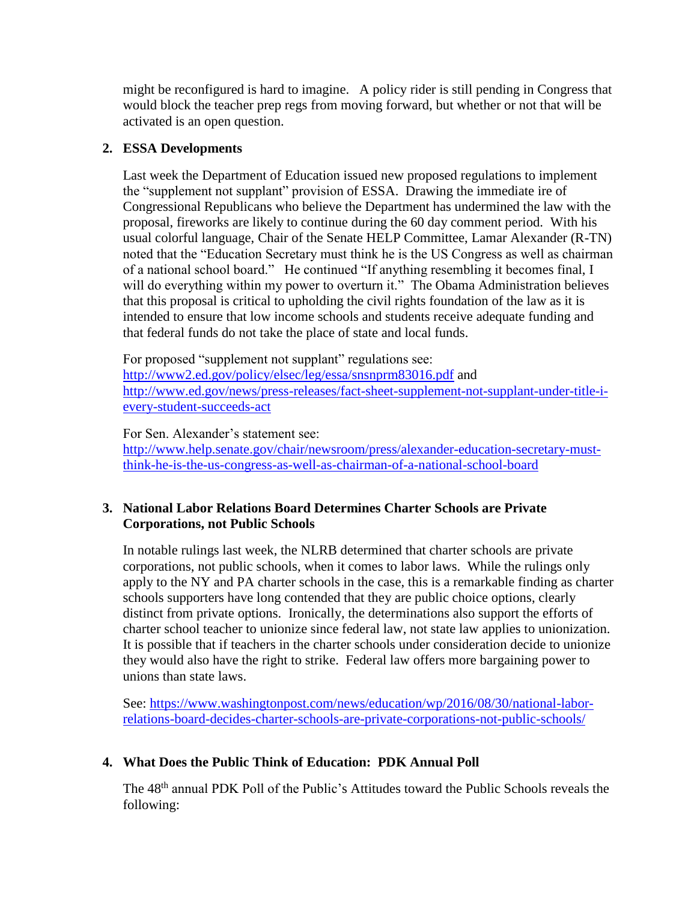might be reconfigured is hard to imagine. A policy rider is still pending in Congress that would block the teacher prep regs from moving forward, but whether or not that will be activated is an open question.

2. **ESSA Developments**

Last week the Department of Education issued new proposed regulations to implement the "supplement not supplant" provision of ESSA. Drawing the immediate ire of Congressional Republicans who believe the Department has undermined the law with the proposal, fireworks are likely to continue during the 60 day comment period. With his usual colorful language, Chair of the Senate HELP Committee, Lamar Alexander (R-TN) noted that the "Education Secretary must think he is the US Congress as well as chairman of a national school board." He continued "If anything resembling it becomes final, I will do everything within my power to overturn it." The Obama Administration believes that this proposal is critical to upholding the civil rights foundation of the law as it is intended to ensure that low income schools and students receive adequate funding and that federal funds do not take the place of state and local funds.

For proposed "supplement not supplant" regulations see: http://www2.ed.gov/policy/elsec/leg/essa/snsnprm83016.pdf and http://www.ed.gov/news/press-releases/fact-sheet-supplement-not-supplant-under-title-i-every-student-succeeds-act

For Sen. Alexander's statement see: http://www.help.senate.gov/chair/newsroom/press/alexander-education-secretary-must-think-he-is-the-us-congress-as-well-as-chairman-of-a-national-school-board

3. **National Labor Relations Board Determines Charter Schools are Private Corporations, not Public Schools**

In notable rulings last week, the NLRB determined that charter schools are private corporations, not public schools, when it comes to labor laws. While the rulings only apply to the NY and PA charter schools in the case, this is a remarkable finding as charter schools supporters have long contended that they are public choice options, clearly distinct from private options. Ironically, the determinations also support the efforts of charter school teacher to unionize since federal law, not state law applies to unionization. It is possible that if teachers in the charter schools under consideration decide to unionize they would also have the right to strike. Federal law offers more bargaining power to unions than state laws.

See: https://www.washingtonpost.com/news/education/wp/2016/08/30/national-labor-relations-board-decides-charter-schools-are-private-corporations-not-public-schools/

4. **What Does the Public Think of Education: PDK Annual Poll**

The 48th annual PDK Poll of the Public's Attitudes toward the Public Schools reveals the following: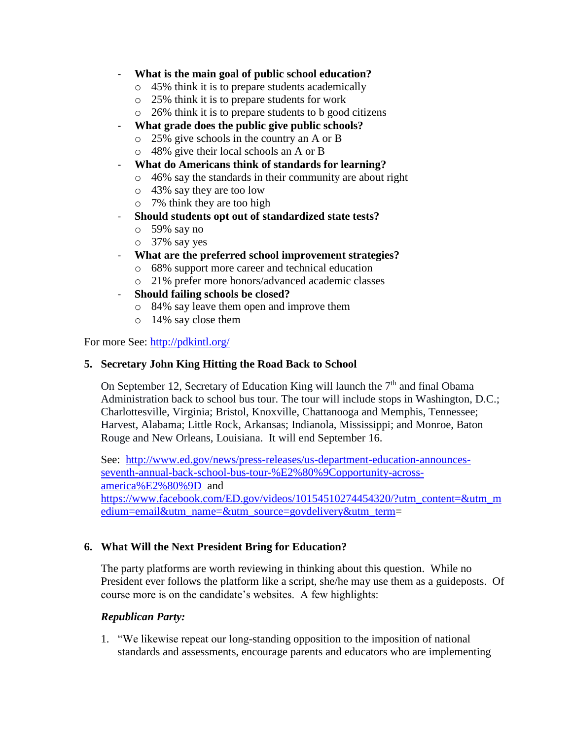- **What is the main goal of public school education?**
  - 45% think it is to prepare students academically
  - 25% think it is to prepare students for work
  - 26% think it is to prepare students to b good citizens
- **What grade does the public give public schools?**
  - 25% give schools in the country an A or B
  - 48% give their local schools an A or B
- **What do Americans think of standards for learning?**
  - 46% say the standards in their community are about right
  - 43% say they are too low
  - 7% think they are too high
- **Should students opt out of standardized state tests?**
  - 59% say no
  - 37% say yes
- **What are the preferred school improvement strategies?**
  - 68% support more career and technical education
  - 21% prefer more honors/advanced academic classes
- **Should failing schools be closed?**
  - 84% say leave them open and improve them
  - 14% say close them

For more See: [http://pdkintl.org/](http://pdkintl.org/)

### 5. Secretary John King Hitting the Road Back to School

On September 12, Secretary of Education King will launch the 7th and final Obama Administration back to school bus tour. The tour will include stops in Washington, D.C.; Charlottesville, Virginia; Bristol, Knoxville, Chattanooga and Memphis, Tennessee; Harvest, Alabama; Little Rock, Arkansas; Indianola, Mississippi; and Monroe, Baton Rouge and New Orleans, Louisiana. It will end September 16.

See: [http://www.ed.gov/news/press-releases/us-department-education-announces-seventh-annual-back-school-bus-tour-%E2%80%9Copportunity-across-america%E2%80%9D](http://www.ed.gov/news/press-releases/us-department-education-announces-seventh-annual-back-school-bus-tour-%E2%80%9Copportunity-across-america%E2%80%9D) and [https://www.facebook.com/ED.gov/videos/10154510274454320/?utm_content=&utm_medium=email&utm_name=&utm_source=govdelivery&utm_term](https://www.facebook.com/ED.gov/videos/10154510274454320/?utm_content=&utm_medium=email&utm_name=&utm_source=govdelivery&utm_term)=

### 6. What Will the Next President Bring for Education?

The party platforms are worth reviewing in thinking about this question. While no President ever follows the platform like a script, she/he may use them as a guideposts. Of course more is on the candidate's websites. A few highlights:

***Republican Party:***

1. "We likewise repeat our long-standing opposition to the imposition of national standards and assessments, encourage parents and educators who are implementing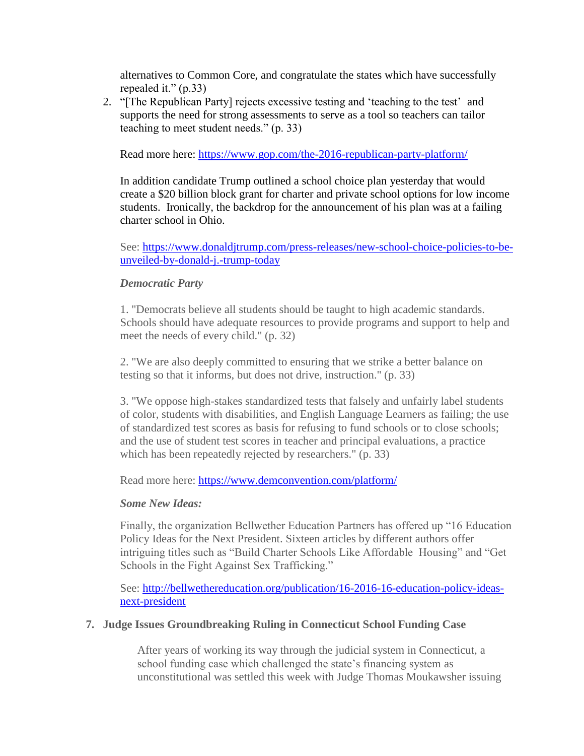alternatives to Common Core, and congratulate the states which have successfully repealed it." (p.33)

2. "[The Republican Party] rejects excessive testing and 'teaching to the test' and supports the need for strong assessments to serve as a tool so teachers can tailor teaching to meet student needs." (p. 33)

   Read more here: https://www.gop.com/the-2016-republican-party-platform/

   In addition candidate Trump outlined a school choice plan yesterday that would create a $20 billion block grant for charter and private school options for low income students. Ironically, the backdrop for the announcement of his plan was at a failing charter school in Ohio.

   See: https://www.donaldjtrump.com/press-releases/new-school-choice-policies-to-be-unveiled-by-donald-j.-trump-today

   ***Democratic Party***

   1. "Democrats believe all students should be taught to high academic standards. Schools should have adequate resources to provide programs and support to help and meet the needs of every child." (p. 32)

   2. "We are also deeply committed to ensuring that we strike a better balance on testing so that it informs, but does not drive, instruction." (p. 33)

   3. "We oppose high-stakes standardized tests that falsely and unfairly label students of color, students with disabilities, and English Language Learners as failing; the use of standardized test scores as basis for refusing to fund schools or to close schools; and the use of student test scores in teacher and principal evaluations, a practice which has been repeatedly rejected by researchers." (p. 33)

   Read more here: https://www.demconvention.com/platform/

   ***Some New Ideas:***

   Finally, the organization Bellwether Education Partners has offered up "16 Education Policy Ideas for the Next President. Sixteen articles by different authors offer intriguing titles such as "Build Charter Schools Like Affordable Housing" and "Get Schools in the Fight Against Sex Trafficking."

   See: http://bellwethereducation.org/publication/16-2016-16-education-policy-ideas-next-president

7. **Judge Issues Groundbreaking Ruling in Connecticut School Funding Case**

   After years of working its way through the judicial system in Connecticut, a school funding case which challenged the state's financing system as unconstitutional was settled this week with Judge Thomas Moukawsher issuing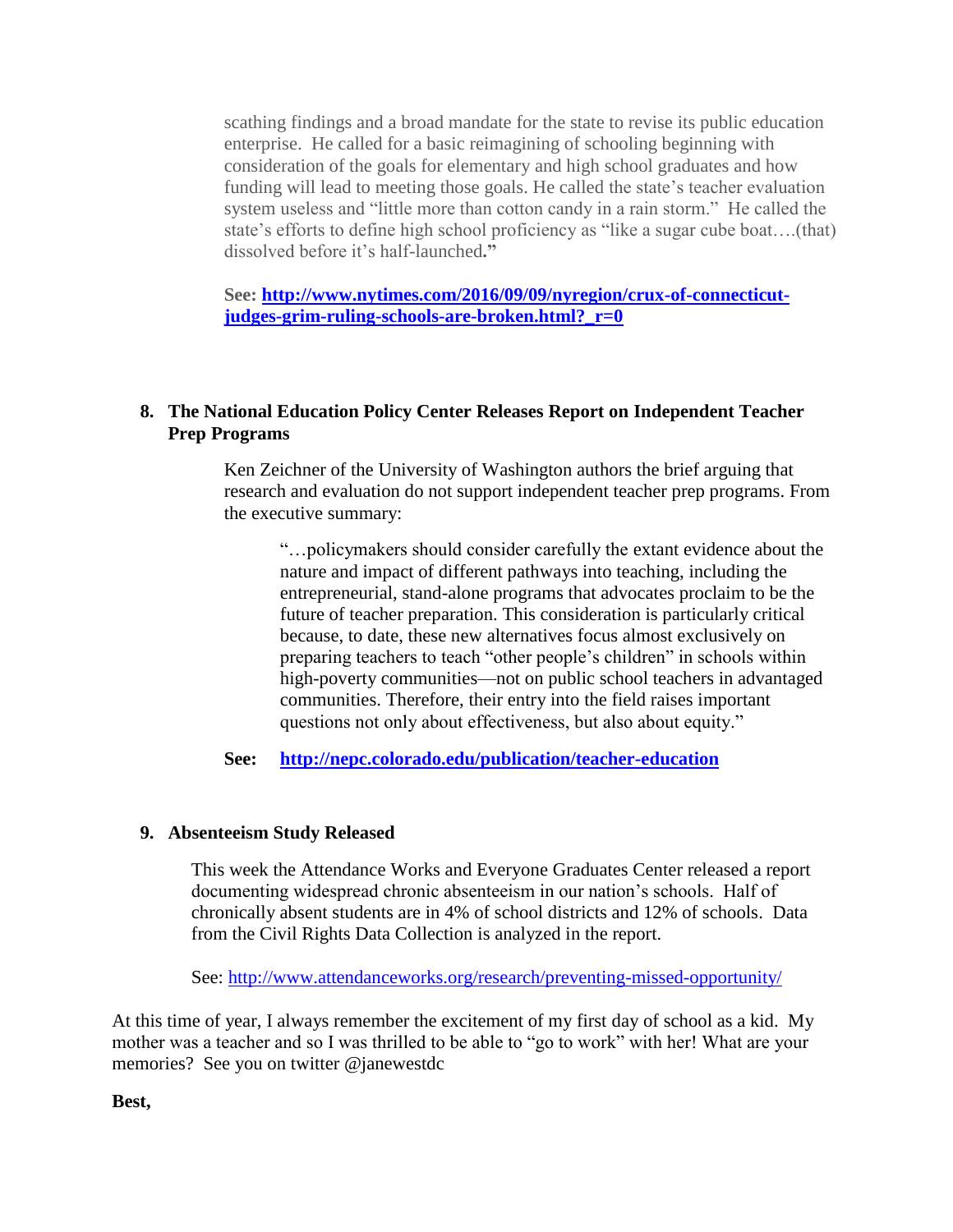scathing findings and a broad mandate for the state to revise its public education enterprise. He called for a basic reimagining of schooling beginning with consideration of the goals for elementary and high school graduates and how funding will lead to meeting those goals. He called the state's teacher evaluation system useless and "little more than cotton candy in a rain storm." He called the state's efforts to define high school proficiency as "like a sugar cube boat….(that) dissolved before it's half-launched**."**

**See: [http://www.nytimes.com/2016/09/09/nyregion/crux-of-connecticut-judges-grim-ruling-schools-are-broken.html?_r=0](http://www.nytimes.com/2016/09/09/nyregion/crux-of-connecticut-judges-grim-ruling-schools-are-broken.html?_r=0)**

**8. The National Education Policy Center Releases Report on Independent Teacher Prep Programs**

Ken Zeichner of the University of Washington authors the brief arguing that research and evaluation do not support independent teacher prep programs. From the executive summary:

> "…policymakers should consider carefully the extant evidence about the nature and impact of different pathways into teaching, including the entrepreneurial, stand-alone programs that advocates proclaim to be the future of teacher preparation. This consideration is particularly critical because, to date, these new alternatives focus almost exclusively on preparing teachers to teach "other people's children" in schools within high-poverty communities—not on public school teachers in advantaged communities. Therefore, their entry into the field raises important questions not only about effectiveness, but also about equity."

**See: [http://nepc.colorado.edu/publication/teacher-education](http://nepc.colorado.edu/publication/teacher-education)**

**9. Absenteeism Study Released**

This week the Attendance Works and Everyone Graduates Center released a report documenting widespread chronic absenteeism in our nation's schools. Half of chronically absent students are in 4% of school districts and 12% of schools. Data from the Civil Rights Data Collection is analyzed in the report.

See: [http://www.attendanceworks.org/research/preventing-missed-opportunity/](http://www.attendanceworks.org/research/preventing-missed-opportunity/)

At this time of year, I always remember the excitement of my first day of school as a kid. My mother was a teacher and so I was thrilled to be able to "go to work" with her! What are your memories? See you on twitter @janewestdc

**Best,**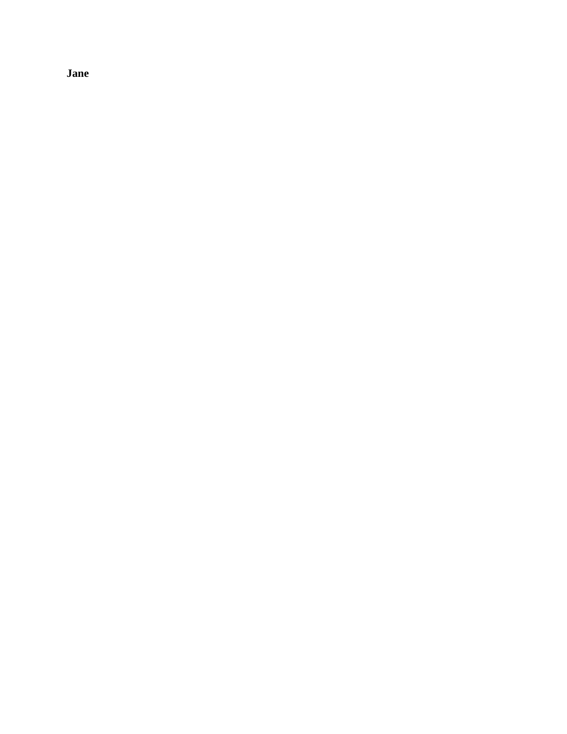**Jane**